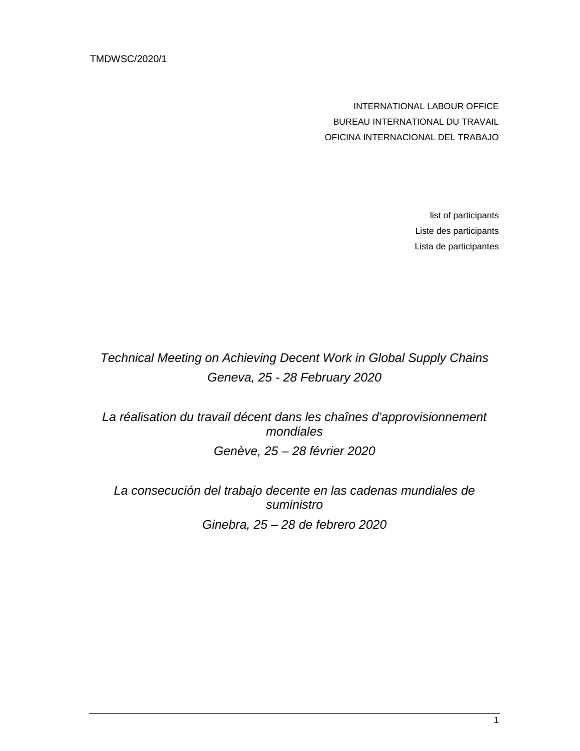TMDWSC/2020/1

INTERNATIONAL LABOUR OFFICE
BUREAU INTERNATIONAL DU TRAVAIL
OFICINA INTERNACIONAL DEL TRABAJO

list of participants
Liste des participants
Lista de participantes

*Technical Meeting on Achieving Decent Work in Global Supply Chains*
*Geneva, 25 - 28 February 2020*

*La réalisation du travail décent dans les chaînes d'approvisionnement mondiales*
*Genève, 25 – 28 février 2020*

*La consecución del trabajo decente en las cadenas mundiales de suministro*
*Ginebra, 25 – 28 de febrero 2020*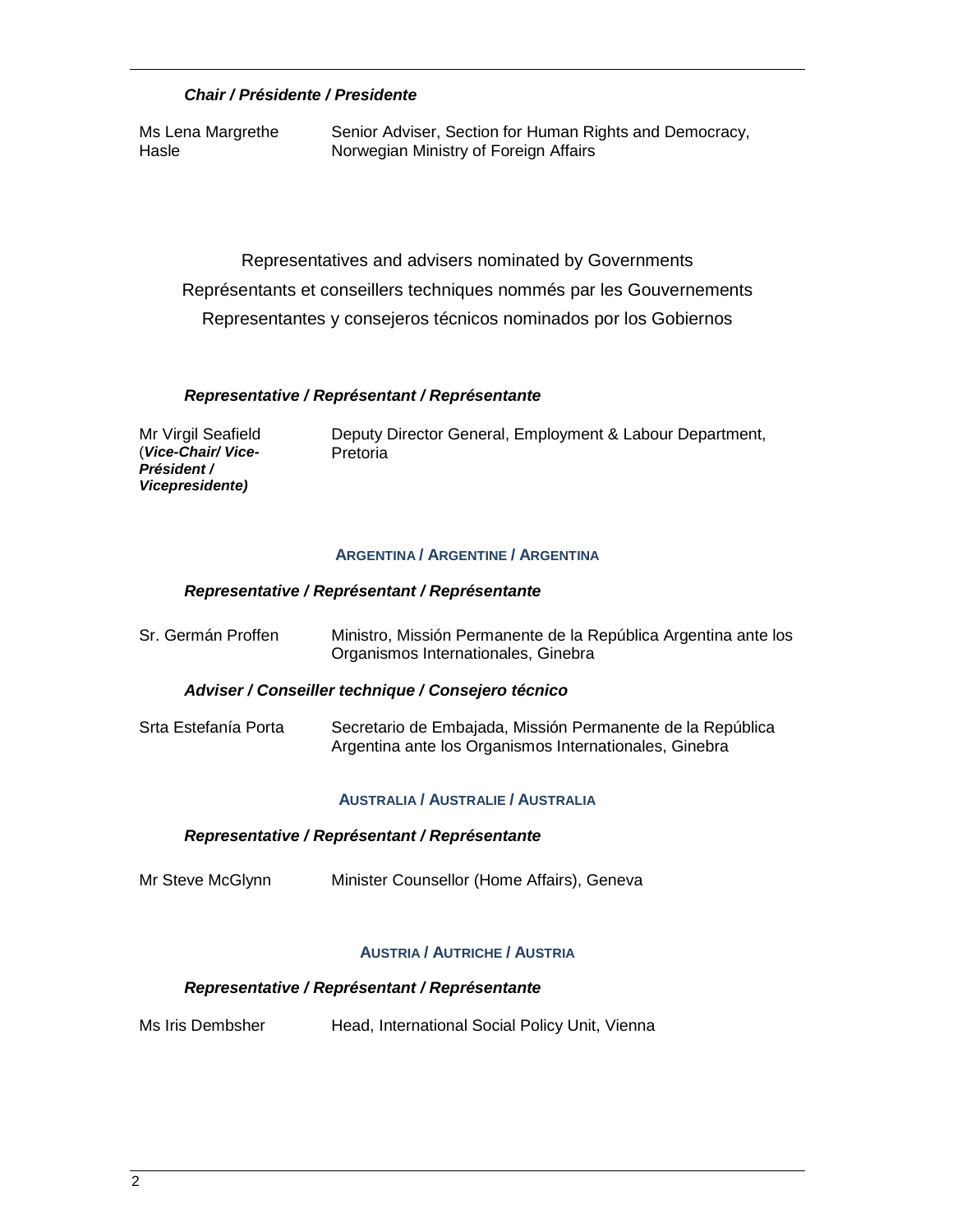***Chair / Présidente / Presidente***

| | |
|---|---|
| Ms Lena Margrethe Hasle | Senior Adviser, Section for Human Rights and Democracy, Norwegian Ministry of Foreign Affairs |

Representatives and advisers nominated by Governments

Représentants et conseillers techniques nommés par les Gouvernements

Representantes y consejeros técnicos nominados por los Gobiernos

***Representative / Représentant / Représentante***

| | |
|---|---|
| Mr Virgil Seafield (***Vice-Chair/ Vice-Président / Vicepresidente)*** | Deputy Director General, Employment & Labour Department, Pretoria |

**ARGENTINA / ARGENTINE / ARGENTINA**

***Representative / Représentant / Représentante***

| | |
|---|---|
| Sr. Germán Proffen | Ministro, Missión Permanente de la República Argentina ante los Organismos Internationales, Ginebra |

***Adviser / Conseiller technique / Consejero técnico***

| | |
|---|---|
| Srta Estefanía Porta | Secretario de Embajada, Missión Permanente de la República Argentina ante los Organismos Internationales, Ginebra |

**AUSTRALIA / AUSTRALIE / AUSTRALIA**

***Representative / Représentant / Représentante***

| | |
|---|---|
| Mr Steve McGlynn | Minister Counsellor (Home Affairs), Geneva |

**AUSTRIA / AUTRICHE / AUSTRIA**

***Representative / Représentant / Représentante***

| | |
|---|---|
| Ms Iris Dembsher | Head, International Social Policy Unit, Vienna |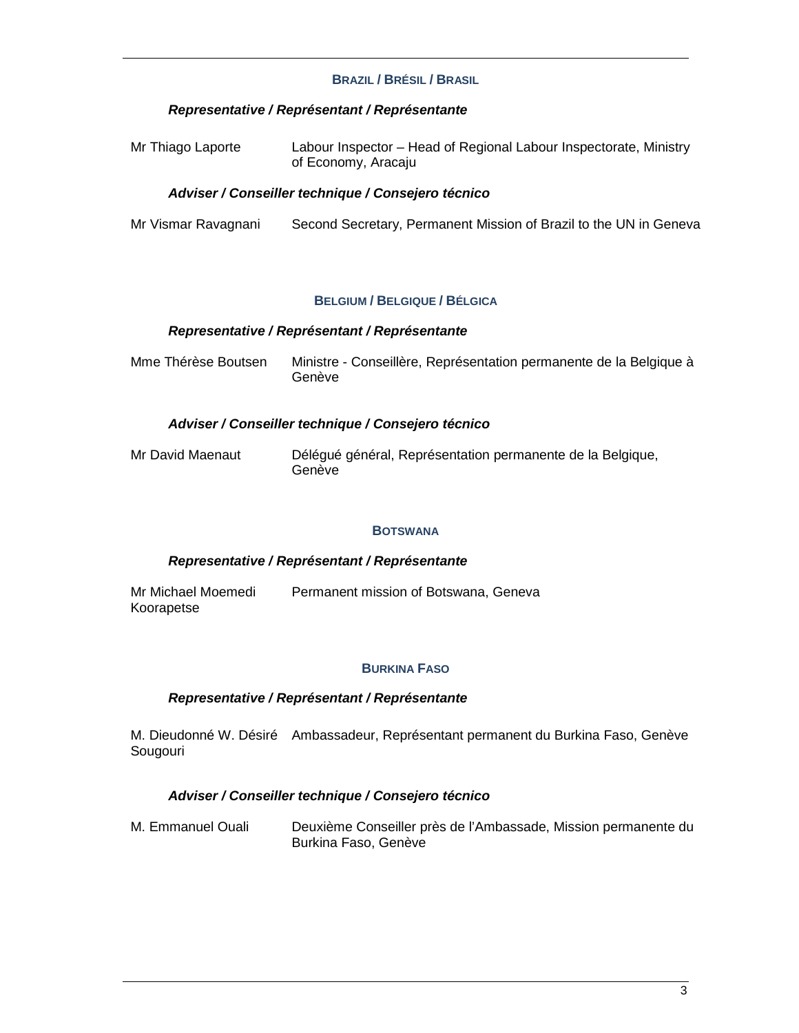## BRAZIL / BRÉSIL / BRASIL

***Representative / Représentant / Représentante***

| | |
|---|---|
| Mr Thiago Laporte | Labour Inspector – Head of Regional Labour Inspectorate, Ministry of Economy, Aracaju |

***Adviser / Conseiller technique / Consejero técnico***

| | |
|---|---|
| Mr Vismar Ravagnani | Second Secretary, Permanent Mission of Brazil to the UN in Geneva |

## BELGIUM / BELGIQUE / BÉLGICA

***Representative / Représentant / Représentante***

| | |
|---|---|
| Mme Thérèse Boutsen | Ministre - Conseillère, Représentation permanente de la Belgique à Genève |

***Adviser / Conseiller technique / Consejero técnico***

| | |
|---|---|
| Mr David Maenaut | Délégué général, Représentation permanente de la Belgique, Genève |

## BOTSWANA

***Representative / Représentant / Représentante***

| | |
|---|---|
| Mr Michael Moemedi Koorapetse | Permanent mission of Botswana, Geneva |

## BURKINA FASO

***Representative / Représentant / Représentante***

| | |
|---|---|
| M. Dieudonné W. Désiré Sougouri | Ambassadeur, Représentant permanent du Burkina Faso, Genève |

***Adviser / Conseiller technique / Consejero técnico***

| | |
|---|---|
| M. Emmanuel Ouali | Deuxième Conseiller près de l'Ambassade, Mission permanente du Burkina Faso, Genève |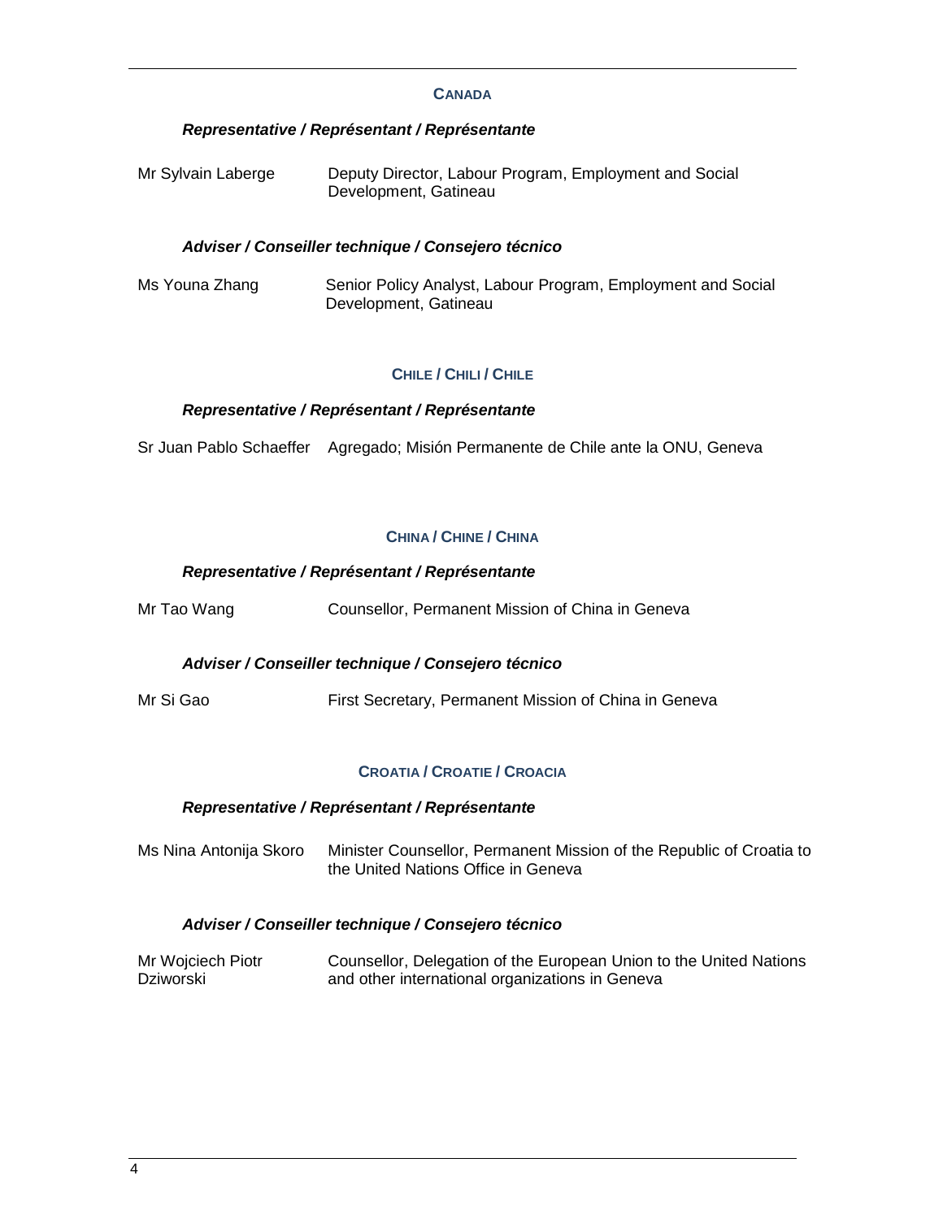## CANADA

***Representative / Représentant / Représentante***

| | |
|---|---|
| Mr Sylvain Laberge | Deputy Director, Labour Program, Employment and Social Development, Gatineau |

***Adviser / Conseiller technique / Consejero técnico***

| | |
|---|---|
| Ms Youna Zhang | Senior Policy Analyst, Labour Program, Employment and Social Development, Gatineau |

## CHILE / CHILI / CHILE

***Representative / Représentant / Représentante***

| | |
|---|---|
| Sr Juan Pablo Schaeffer | Agregado; Misión Permanente de Chile ante la ONU, Geneva |

## CHINA / CHINE / CHINA

***Representative / Représentant / Représentante***

| | |
|---|---|
| Mr Tao Wang | Counsellor, Permanent Mission of China in Geneva |

***Adviser / Conseiller technique / Consejero técnico***

| | |
|---|---|
| Mr Si Gao | First Secretary, Permanent Mission of China in Geneva |

## CROATIA / CROATIE / CROACIA

***Representative / Représentant / Représentante***

| | |
|---|---|
| Ms Nina Antonija Skoro | Minister Counsellor, Permanent Mission of the Republic of Croatia to the United Nations Office in Geneva |

***Adviser / Conseiller technique / Consejero técnico***

| | |
|---|---|
| Mr Wojciech Piotr Dziworski | Counsellor, Delegation of the European Union to the United Nations and other international organizations in Geneva |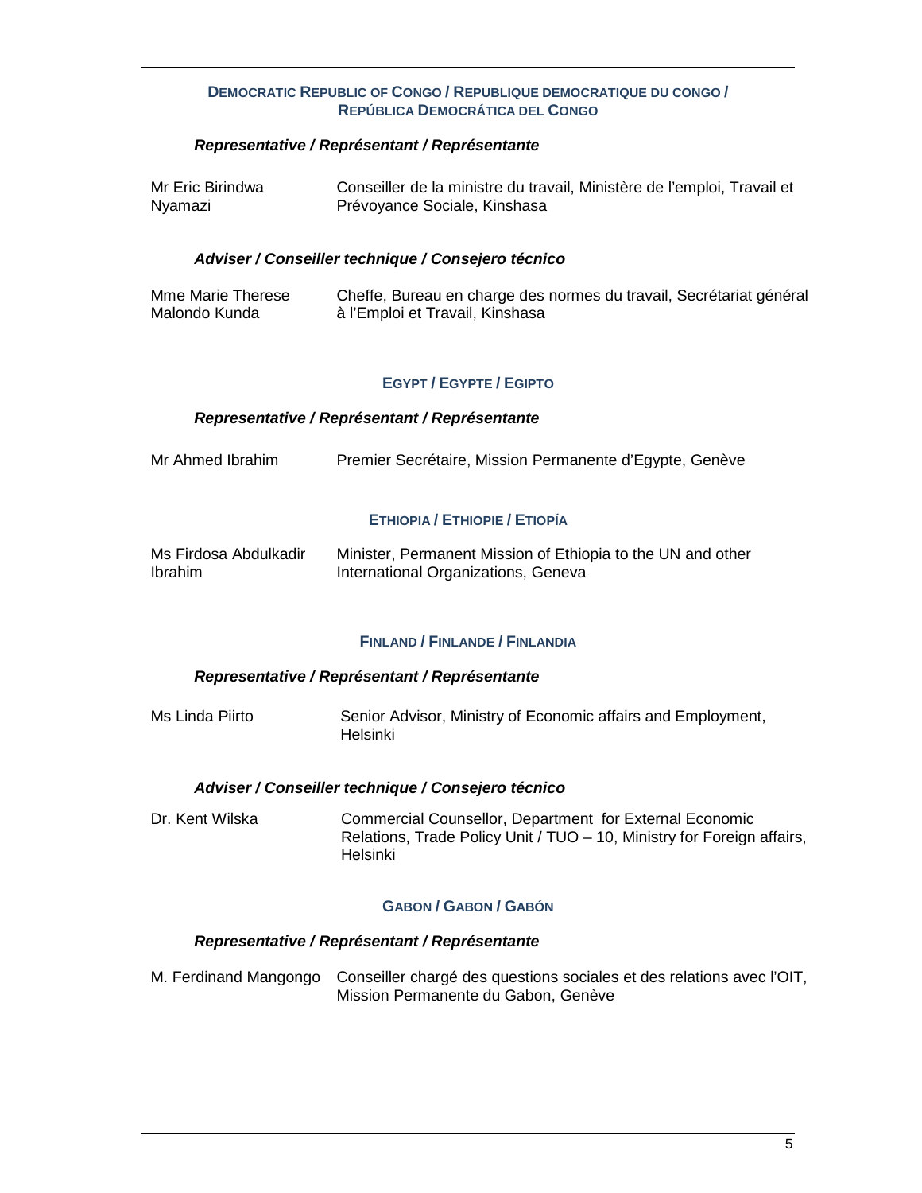## DEMOCRATIC REPUBLIC OF CONGO / REPUBLIQUE DEMOCRATIQUE DU CONGO / REPÚBLICA DEMOCRÁTICA DEL CONGO

### *Representative / Représentant / Représentante*

| | |
|---|---|
| Mr Eric Birindwa Nyamazi | Conseiller de la ministre du travail, Ministère de l'emploi, Travail et Prévoyance Sociale, Kinshasa |

### *Adviser / Conseiller technique / Consejero técnico*

| | |
|---|---|
| Mme Marie Therese Malondo Kunda | Cheffe, Bureau en charge des normes du travail, Secrétariat général à l'Emploi et Travail, Kinshasa |

## EGYPT / EGYPTE / EGIPTO

### *Representative / Représentant / Représentante*

| | |
|---|---|
| Mr Ahmed Ibrahim | Premier Secrétaire, Mission Permanente d'Egypte, Genève |

## ETHIOPIA / ETHIOPIE / ETIOPÍA

| | |
|---|---|
| Ms Firdosa Abdulkadir Ibrahim | Minister, Permanent Mission of Ethiopia to the UN and other International Organizations, Geneva |

## FINLAND / FINLANDE / FINLANDIA

### *Representative / Représentant / Représentante*

| | |
|---|---|
| Ms Linda Piirto | Senior Advisor, Ministry of Economic affairs and Employment, Helsinki |

### *Adviser / Conseiller technique / Consejero técnico*

| | |
|---|---|
| Dr. Kent Wilska | Commercial Counsellor, Department for External Economic Relations, Trade Policy Unit / TUO – 10, Ministry for Foreign affairs, Helsinki |

## GABON / GABON / GABÓN

### *Representative / Représentant / Représentante*

| | |
|---|---|
| M. Ferdinand Mangongo | Conseiller chargé des questions sociales et des relations avec l'OIT, Mission Permanente du Gabon, Genève |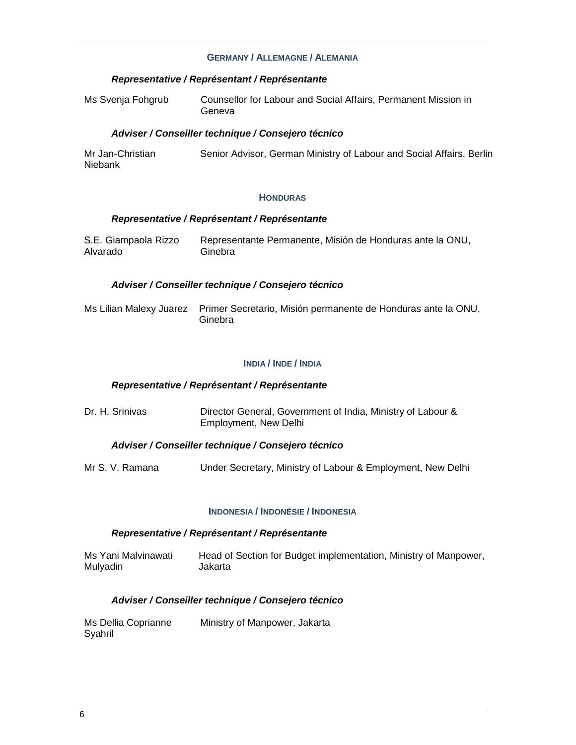## GERMANY / ALLEMAGNE / ALEMANIA

***Representative / Représentant / Représentante***

| | |
|---|---|
| Ms Svenja Fohgrub | Counsellor for Labour and Social Affairs, Permanent Mission in Geneva |

***Adviser / Conseiller technique / Consejero técnico***

| | |
|---|---|
| Mr Jan-Christian Niebank | Senior Advisor, German Ministry of Labour and Social Affairs, Berlin |

## HONDURAS

***Representative / Représentant / Représentante***

| | |
|---|---|
| S.E. Giampaola Rizzo Alvarado | Representante Permanente, Misión de Honduras ante la ONU, Ginebra |

***Adviser / Conseiller technique / Consejero técnico***

| | |
|---|---|
| Ms Lilian Malexy Juarez | Primer Secretario, Misión permanente de Honduras ante la ONU, Ginebra |

## INDIA / INDE / INDIA

***Representative / Représentant / Représentante***

| | |
|---|---|
| Dr. H. Srinivas | Director General, Government of India, Ministry of Labour & Employment, New Delhi |

***Adviser / Conseiller technique / Consejero técnico***

| | |
|---|---|
| Mr S. V. Ramana | Under Secretary, Ministry of Labour & Employment, New Delhi |

## INDONESIA / INDONÉSIE / INDONESIA

***Representative / Représentant / Représentante***

| | |
|---|---|
| Ms Yani Malvinawati Mulyadin | Head of Section for Budget implementation, Ministry of Manpower, Jakarta |

***Adviser / Conseiller technique / Consejero técnico***

| | |
|---|---|
| Ms Dellia Coprianne Syahril | Ministry of Manpower, Jakarta |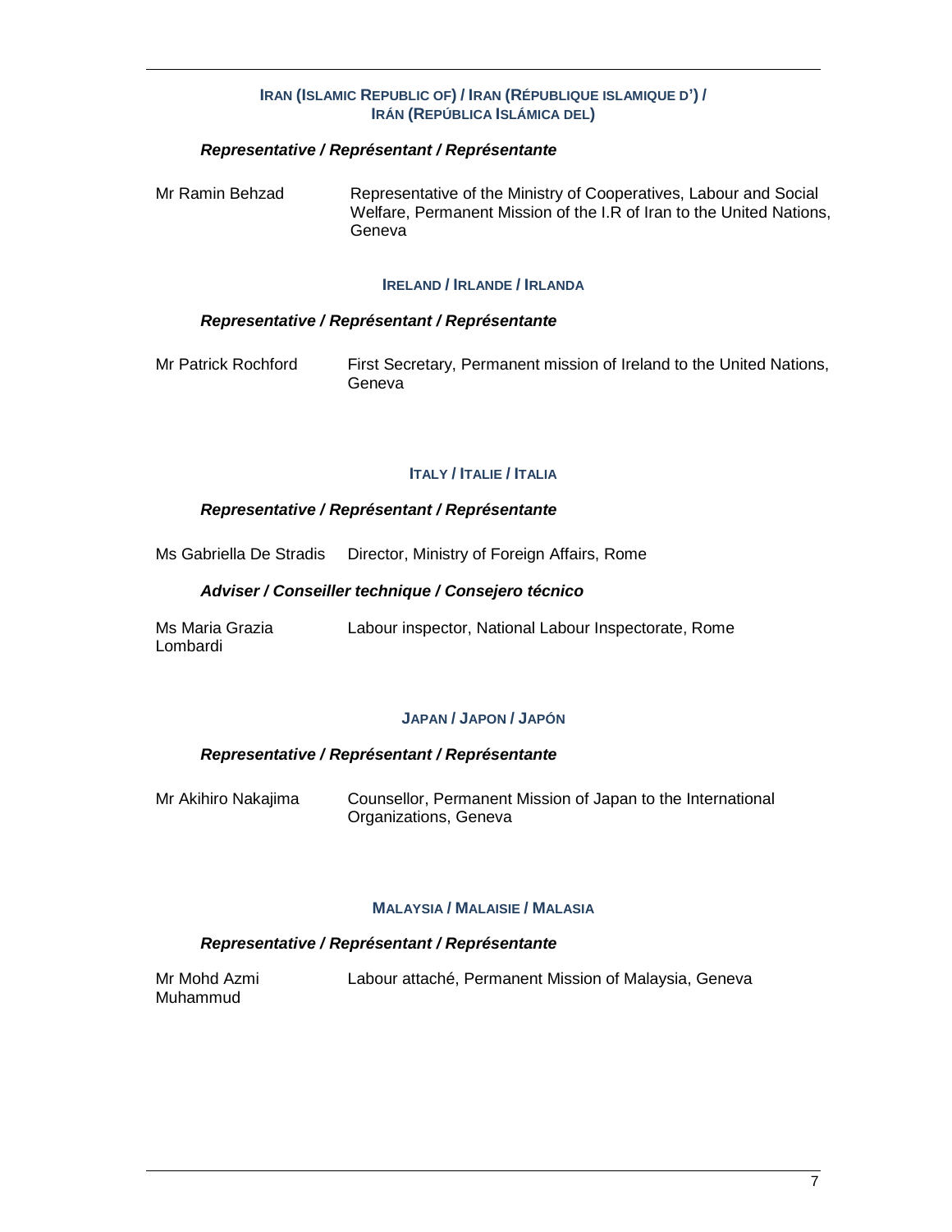### IRAN (ISLAMIC REPUBLIC OF) / IRAN (RÉPUBLIQUE ISLAMIQUE D') / IRÁN (REPÚBLICA ISLÁMICA DEL)

***Representative / Représentant / Représentante***

| | |
|---|---|
| Mr Ramin Behzad | Representative of the Ministry of Cooperatives, Labour and Social Welfare, Permanent Mission of the I.R of Iran to the United Nations, Geneva |

### IRELAND / IRLANDE / IRLANDA

***Representative / Représentant / Représentante***

| | |
|---|---|
| Mr Patrick Rochford | First Secretary, Permanent mission of Ireland to the United Nations, Geneva |

### ITALY / ITALIE / ITALIA

***Representative / Représentant / Représentante***

| | |
|---|---|
| Ms Gabriella De Stradis | Director, Ministry of Foreign Affairs, Rome |

***Adviser / Conseiller technique / Consejero técnico***

| | |
|---|---|
| Ms Maria Grazia Lombardi | Labour inspector, National Labour Inspectorate, Rome |

### JAPAN / JAPON / JAPÓN

***Representative / Représentant / Représentante***

| | |
|---|---|
| Mr Akihiro Nakajima | Counsellor, Permanent Mission of Japan to the International Organizations, Geneva |

### MALAYSIA / MALAISIE / MALASIA

***Representative / Représentant / Représentante***

| | |
|---|---|
| Mr Mohd Azmi Muhammud | Labour attaché, Permanent Mission of Malaysia, Geneva |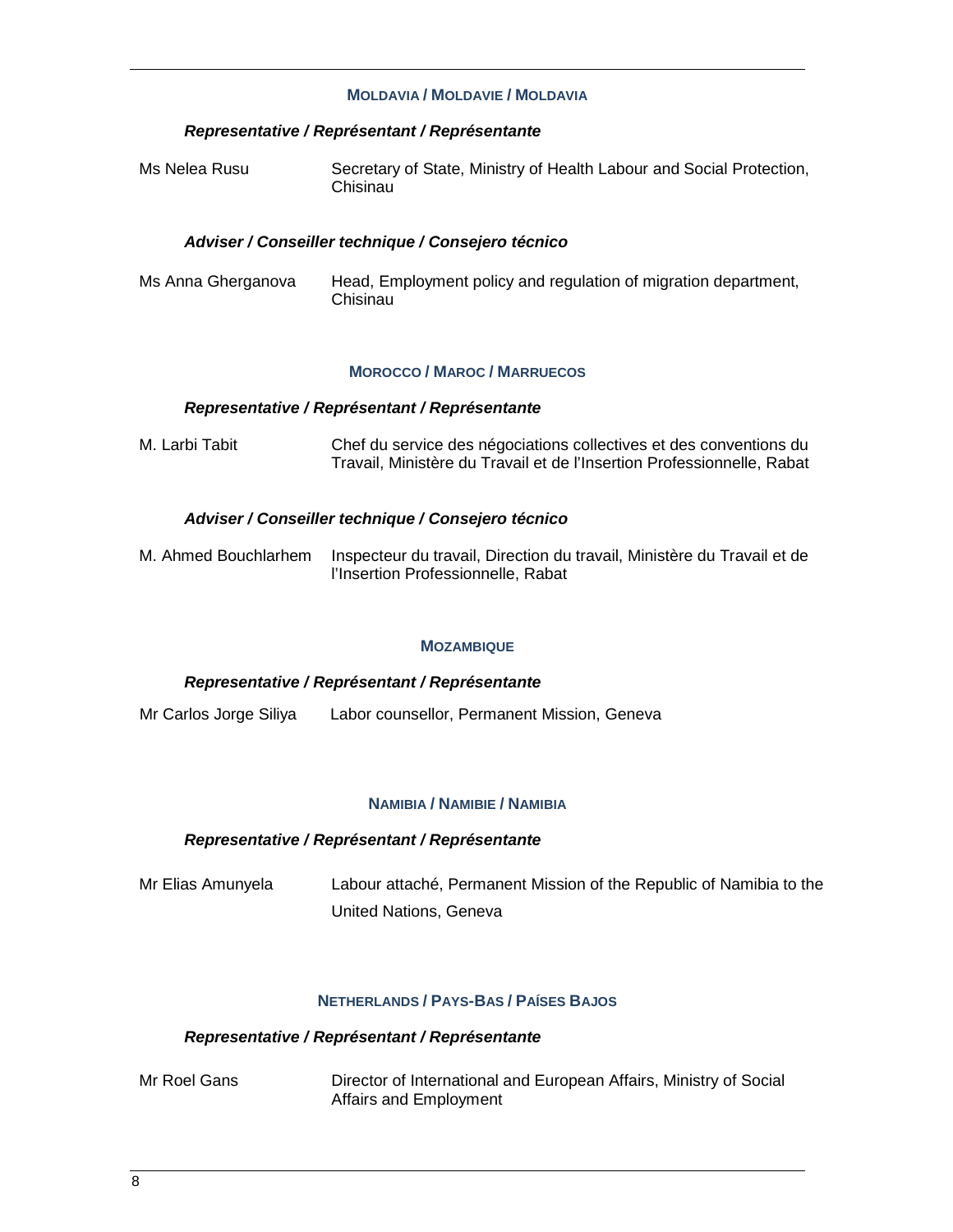### MOLDAVIA / MOLDAVIE / MOLDAVIA

***Representative / Représentant / Représentante***

| | |
|---|---|
| Ms Nelea Rusu | Secretary of State, Ministry of Health Labour and Social Protection, Chisinau |

***Adviser / Conseiller technique / Consejero técnico***

| | |
|---|---|
| Ms Anna Gherganova | Head, Employment policy and regulation of migration department, Chisinau |

### MOROCCO / MAROC / MARRUECOS

***Representative / Représentant / Représentante***

| | |
|---|---|
| M. Larbi Tabit | Chef du service des négociations collectives et des conventions du Travail, Ministère du Travail et de l'Insertion Professionnelle, Rabat |

***Adviser / Conseiller technique / Consejero técnico***

| | |
|---|---|
| M. Ahmed Bouchlarhem | Inspecteur du travail, Direction du travail, Ministère du Travail et de l'Insertion Professionnelle, Rabat |

### MOZAMBIQUE

***Representative / Représentant / Représentante***

| | |
|---|---|
| Mr Carlos Jorge Siliya | Labor counsellor, Permanent Mission, Geneva |

### NAMIBIA / NAMIBIE / NAMIBIA

***Representative / Représentant / Représentante***

| | |
|---|---|
| Mr Elias Amunyela | Labour attaché, Permanent Mission of the Republic of Namibia to the United Nations, Geneva |

### NETHERLANDS / PAYS-BAS / PAÍSES BAJOS

***Representative / Représentant / Représentante***

| | |
|---|---|
| Mr Roel Gans | Director of International and European Affairs, Ministry of Social Affairs and Employment |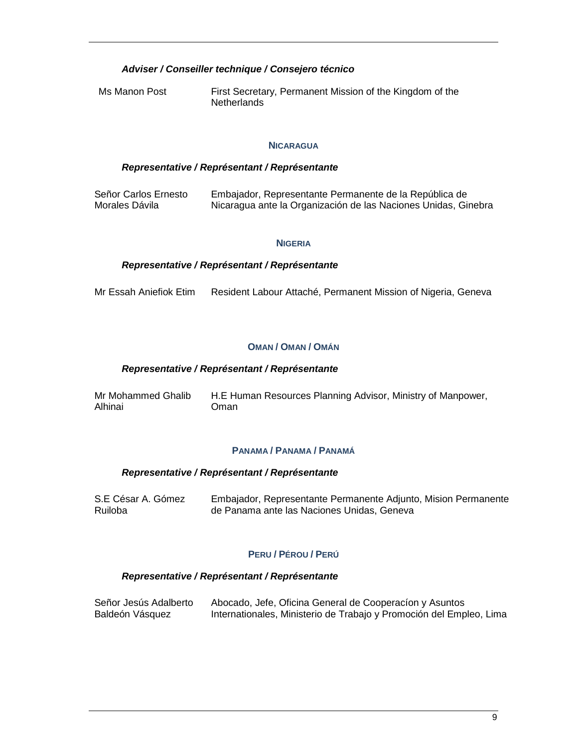***Adviser / Conseiller technique / Consejero técnico***

| | |
|---|---|
| Ms Manon Post | First Secretary, Permanent Mission of the Kingdom of the Netherlands |

### NICARAGUA

***Representative / Représentant / Représentante***

| | |
|---|---|
| Señor Carlos Ernesto Morales Dávila | Embajador, Representante Permanente de la República de Nicaragua ante la Organización de las Naciones Unidas, Ginebra |

### NIGERIA

***Representative / Représentant / Représentante***

| | |
|---|---|
| Mr Essah Aniefiok Etim | Resident Labour Attaché, Permanent Mission of Nigeria, Geneva |

### OMAN / OMAN / OMÁN

***Representative / Représentant / Représentante***

| | |
|---|---|
| Mr Mohammed Ghalib Alhinai | H.E Human Resources Planning Advisor, Ministry of Manpower, Oman |

### PANAMA / PANAMA / PANAMÁ

***Representative / Représentant / Représentante***

| | |
|---|---|
| S.E César A. Gómez Ruiloba | Embajador, Representante Permanente Adjunto, Mision Permanente de Panama ante las Naciones Unidas, Geneva |

### PERU / PÉROU / PERÚ

***Representative / Représentant / Représentante***

| | |
|---|---|
| Señor Jesús Adalberto Baldeón Vásquez | Abocado, Jefe, Oficina General de Cooperacíon y Asuntos Internationales, Ministerio de Trabajo y Promoción del Empleo, Lima |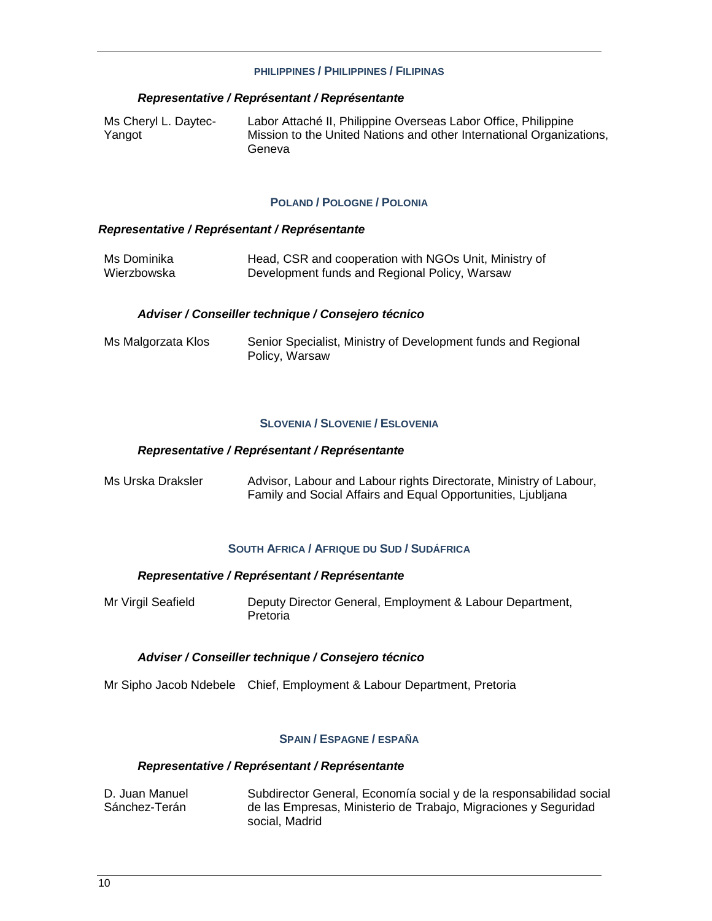### PHILIPPINES / PHILIPPINES / FILIPINAS

***Representative / Représentant / Représentante***

| | |
|---|---|
| Ms Cheryl L. Daytec-Yangot | Labor Attaché II, Philippine Overseas Labor Office, Philippine Mission to the United Nations and other International Organizations, Geneva |

### POLAND / POLOGNE / POLONIA

***Representative / Représentant / Représentante***

| | |
|---|---|
| Ms Dominika Wierzbowska | Head, CSR and cooperation with NGOs Unit, Ministry of Development funds and Regional Policy, Warsaw |

***Adviser / Conseiller technique / Consejero técnico***

| | |
|---|---|
| Ms Malgorzata Klos | Senior Specialist, Ministry of Development funds and Regional Policy, Warsaw |

### SLOVENIA / SLOVENIE / ESLOVENIA

***Representative / Représentant / Représentante***

| | |
|---|---|
| Ms Urska Draksler | Advisor, Labour and Labour rights Directorate, Ministry of Labour, Family and Social Affairs and Equal Opportunities, Ljubljana |

### SOUTH AFRICA / AFRIQUE DU SUD / SUDÁFRICA

***Representative / Représentant / Représentante***

| | |
|---|---|
| Mr Virgil Seafield | Deputy Director General, Employment & Labour Department, Pretoria |

***Adviser / Conseiller technique / Consejero técnico***

| | |
|---|---|
| Mr Sipho Jacob Ndebele | Chief, Employment & Labour Department, Pretoria |

### SPAIN / ESPAGNE / ESPAÑA

***Representative / Représentant / Représentante***

| | |
|---|---|
| D. Juan Manuel Sánchez-Terán | Subdirector General, Economía social y de la responsabilidad social de las Empresas, Ministerio de Trabajo, Migraciones y Seguridad social, Madrid |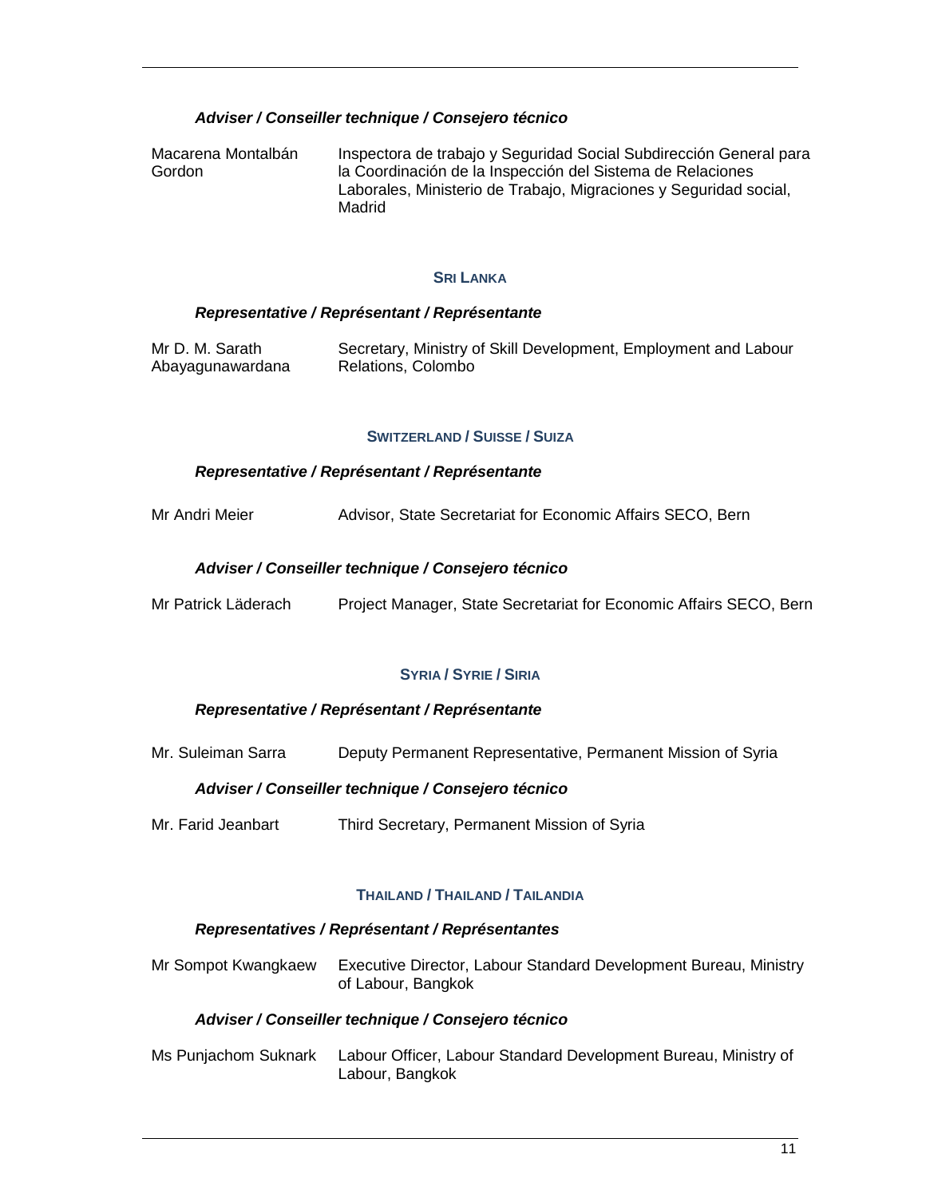***Adviser / Conseiller technique / Consejero técnico***

| | |
|---|---|
| Macarena Montalbán Gordon | Inspectora de trabajo y Seguridad Social Subdirección General para la Coordinación de la Inspección del Sistema de Relaciones Laborales, Ministerio de Trabajo, Migraciones y Seguridad social, Madrid |

## SRI LANKA

***Representative / Représentant / Représentante***

| | |
|---|---|
| Mr D. M. Sarath Abayagunawardana | Secretary, Ministry of Skill Development, Employment and Labour Relations, Colombo |

## SWITZERLAND / SUISSE / SUIZA

***Representative / Représentant / Représentante***

| | |
|---|---|
| Mr Andri Meier | Advisor, State Secretariat for Economic Affairs SECO, Bern |

***Adviser / Conseiller technique / Consejero técnico***

| | |
|---|---|
| Mr Patrick Läderach | Project Manager, State Secretariat for Economic Affairs SECO, Bern |

## SYRIA / SYRIE / SIRIA

***Representative / Représentant / Représentante***

| | |
|---|---|
| Mr. Suleiman Sarra | Deputy Permanent Representative, Permanent Mission of Syria |

***Adviser / Conseiller technique / Consejero técnico***

| | |
|---|---|
| Mr. Farid Jeanbart | Third Secretary, Permanent Mission of Syria |

## THAILAND / THAILAND / TAILANDIA

***Representatives / Représentant / Représentantes***

| | |
|---|---|
| Mr Sompot Kwangkaew | Executive Director, Labour Standard Development Bureau, Ministry of Labour, Bangkok |

***Adviser / Conseiller technique / Consejero técnico***

| | |
|---|---|
| Ms Punjachom Suknark | Labour Officer, Labour Standard Development Bureau, Ministry of Labour, Bangkok |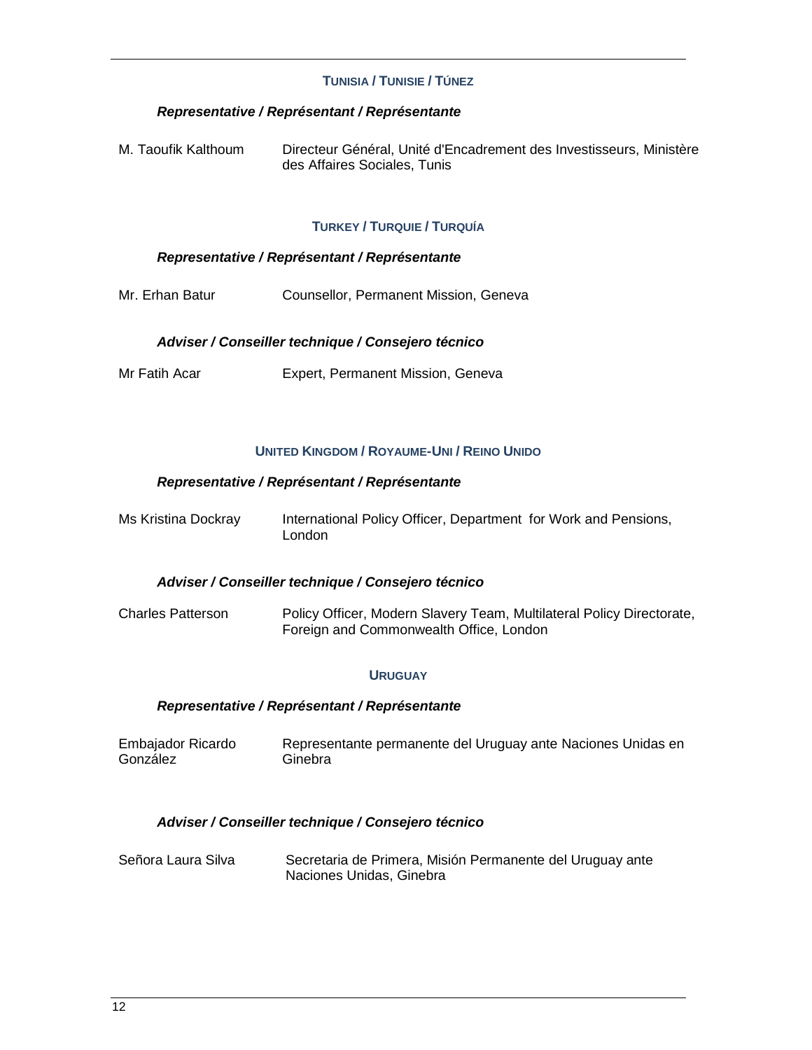### TUNISIA / TUNISIE / TÚNEZ

***Representative / Représentant / Représentante***

| | |
|---|---|
| M. Taoufik Kalthoum | Directeur Général, Unité d'Encadrement des Investisseurs, Ministère des Affaires Sociales, Tunis |

### TURKEY / TURQUIE / TURQUÍA

***Representative / Représentant / Représentante***

| | |
|---|---|
| Mr. Erhan Batur | Counsellor, Permanent Mission, Geneva |

***Adviser / Conseiller technique / Consejero técnico***

| | |
|---|---|
| Mr Fatih Acar | Expert, Permanent Mission, Geneva |

### UNITED KINGDOM / ROYAUME-UNI / REINO UNIDO

***Representative / Représentant / Représentante***

| | |
|---|---|
| Ms Kristina Dockray | International Policy Officer, Department for Work and Pensions, London |

***Adviser / Conseiller technique / Consejero técnico***

| | |
|---|---|
| Charles Patterson | Policy Officer, Modern Slavery Team, Multilateral Policy Directorate, Foreign and Commonwealth Office, London |

### URUGUAY

***Representative / Représentant / Représentante***

| | |
|---|---|
| Embajador Ricardo González | Representante permanente del Uruguay ante Naciones Unidas en Ginebra |

***Adviser / Conseiller technique / Consejero técnico***

| | |
|---|---|
| Señora Laura Silva | Secretaria de Primera, Misión Permanente del Uruguay ante Naciones Unidas, Ginebra |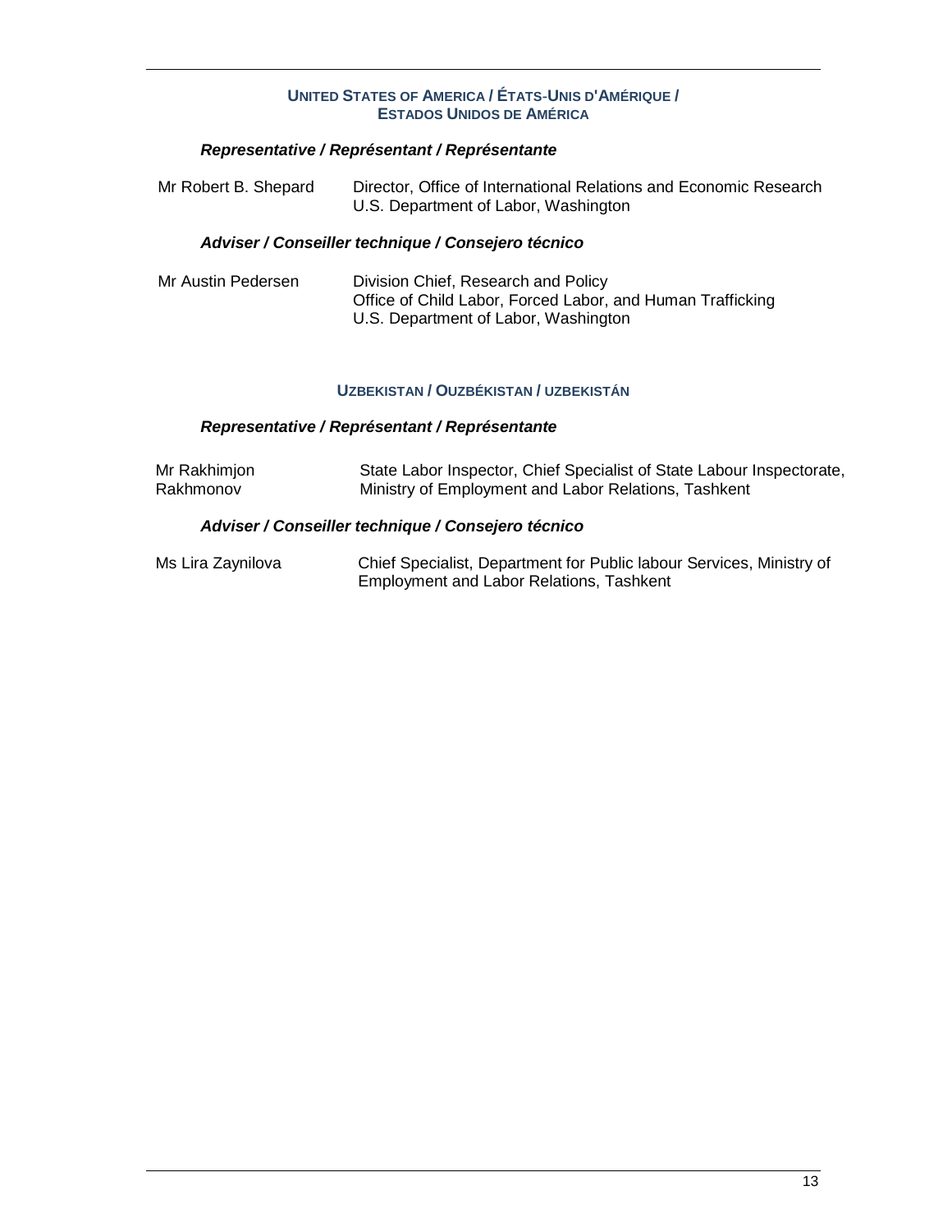## UNITED STATES OF AMERICA / ÉTATS-UNIS D'AMÉRIQUE / ESTADOS UNIDOS DE AMÉRICA

***Representative / Représentant / Représentante***

| | |
|---|---|
| Mr Robert B. Shepard | Director, Office of International Relations and Economic Research<br>U.S. Department of Labor, Washington |

***Adviser / Conseiller technique / Consejero técnico***

| | |
|---|---|
| Mr Austin Pedersen | Division Chief, Research and Policy<br>Office of Child Labor, Forced Labor, and Human Trafficking<br>U.S. Department of Labor, Washington |

## UZBEKISTAN / OUZBÉKISTAN / UZBEKISTÁN

***Representative / Représentant / Représentante***

| | |
|---|---|
| Mr Rakhimjon Rakhmonov | State Labor Inspector, Chief Specialist of State Labour Inspectorate, Ministry of Employment and Labor Relations, Tashkent |

***Adviser / Conseiller technique / Consejero técnico***

| | |
|---|---|
| Ms Lira Zaynilova | Chief Specialist, Department for Public labour Services, Ministry of Employment and Labor Relations, Tashkent |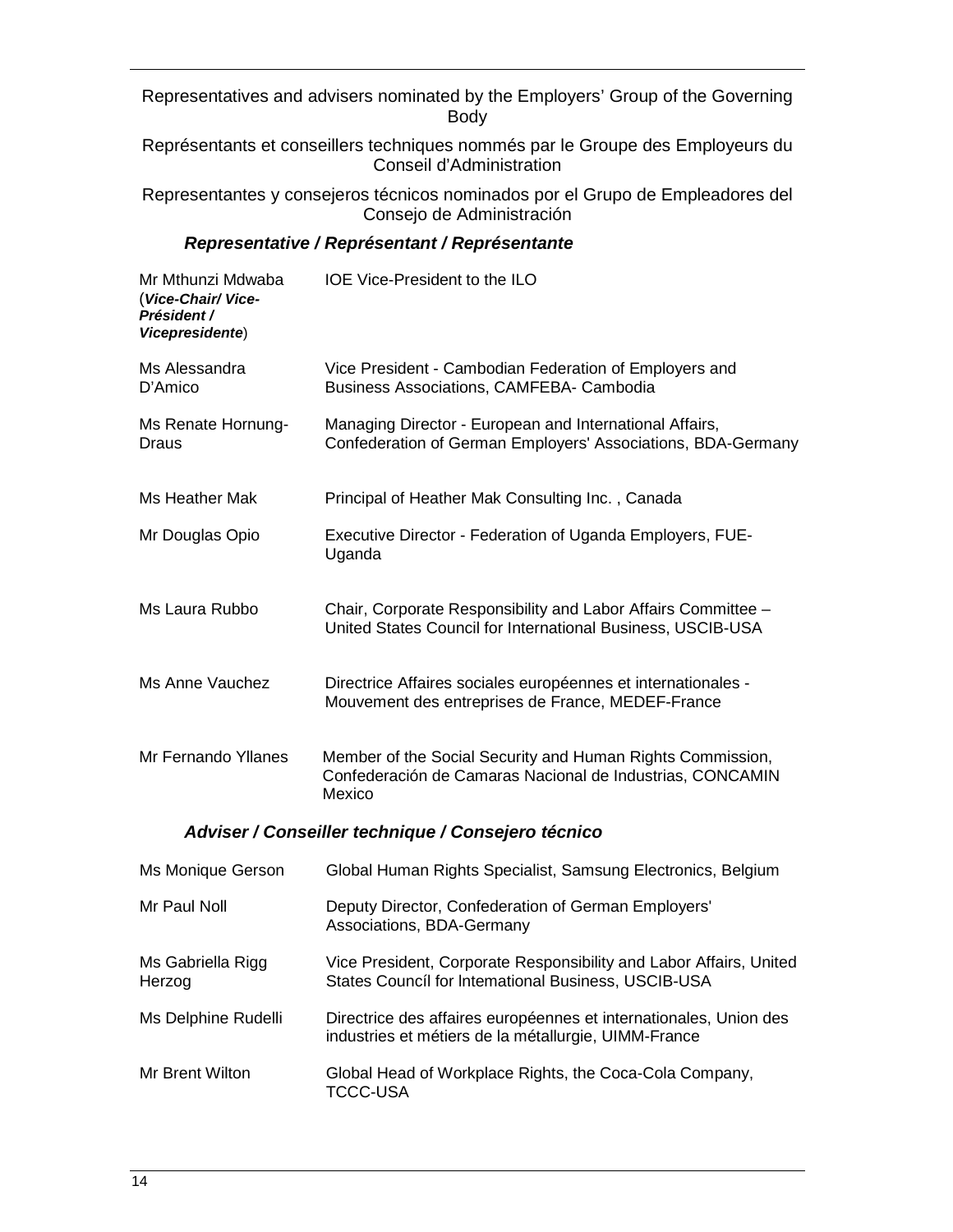Representatives and advisers nominated by the Employers' Group of the Governing Body

Représentants et conseillers techniques nommés par le Groupe des Employeurs du Conseil d'Administration

Representantes y consejeros técnicos nominados por el Grupo de Empleadores del Consejo de Administración

### *Representative / Représentant / Représentante*

| | |
|---|---|
| Mr Mthunzi Mdwaba (***Vice-Chair/ Vice-Président / Vicepresidente***) | IOE Vice-President to the ILO |
| Ms Alessandra D'Amico | Vice President - Cambodian Federation of Employers and Business Associations, CAMFEBA- Cambodia |
| Ms Renate Hornung-Draus | Managing Director - European and International Affairs, Confederation of German Employers' Associations, BDA-Germany |
| Ms Heather Mak | Principal of Heather Mak Consulting Inc. , Canada |
| Mr Douglas Opio | Executive Director - Federation of Uganda Employers, FUE-Uganda |
| Ms Laura Rubbo | Chair, Corporate Responsibility and Labor Affairs Committee – United States Council for International Business, USCIB-USA |
| Ms Anne Vauchez | Directrice Affaires sociales européennes et internationales - Mouvement des entreprises de France, MEDEF-France |
| Mr Fernando Yllanes | Member of the Social Security and Human Rights Commission, Confederación de Camaras Nacional de Industrias, CONCAMIN Mexico |

### *Adviser / Conseiller technique / Consejero técnico*

| | |
|---|---|
| Ms Monique Gerson | Global Human Rights Specialist, Samsung Electronics, Belgium |
| Mr Paul Noll | Deputy Director, Confederation of German Employers' Associations, BDA-Germany |
| Ms Gabriella Rigg Herzog | Vice President, Corporate Responsibility and Labor Affairs, United States Councíl for Intemational Business, USCIB-USA |
| Ms Delphine Rudelli | Directrice des affaires européennes et internationales, Union des industries et métiers de la métallurgie, UIMM-France |
| Mr Brent Wilton | Global Head of Workplace Rights, the Coca-Cola Company, TCCC-USA |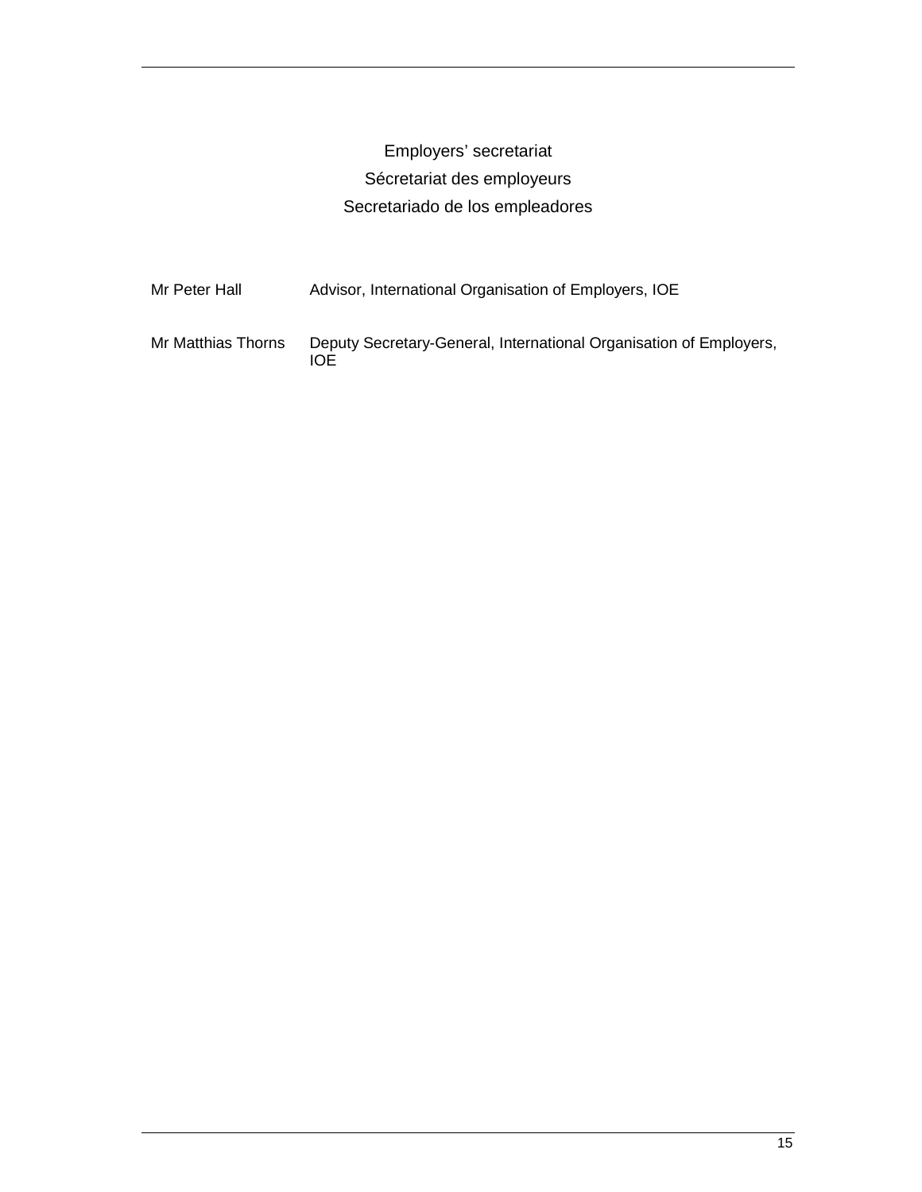Employers' secretariat

Sécretariat des employeurs

Secretariado de los empleadores

| | |
|---|---|
| Mr Peter Hall | Advisor, International Organisation of Employers, IOE |
| Mr Matthias Thorns | Deputy Secretary-General, International Organisation of Employers, IOE |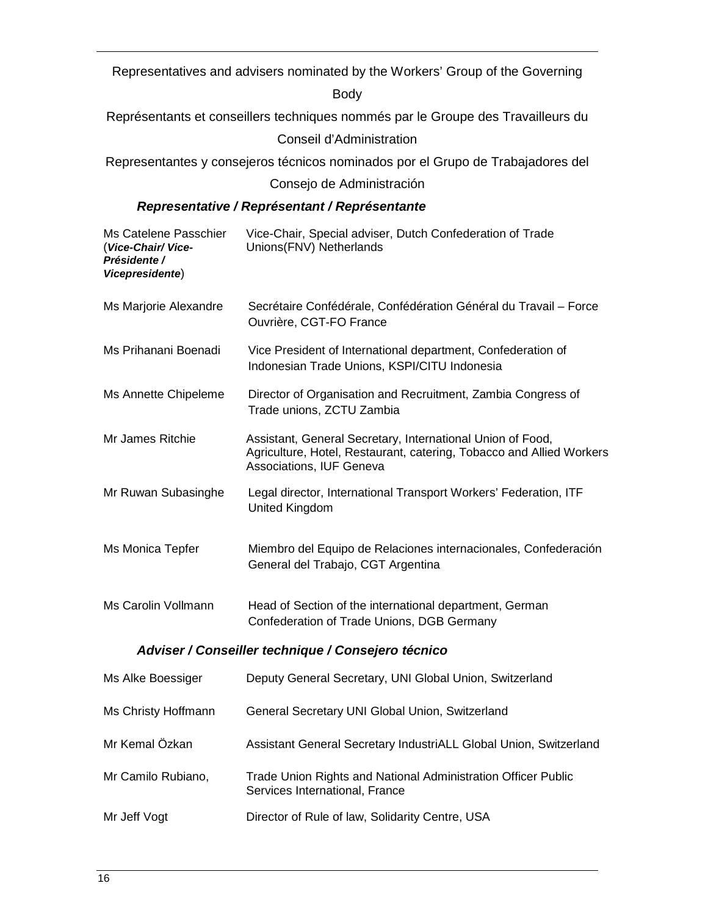Representatives and advisers nominated by the Workers' Group of the Governing Body

Représentants et conseillers techniques nommés par le Groupe des Travailleurs du Conseil d'Administration

Representantes y consejeros técnicos nominados por el Grupo de Trabajadores del Consejo de Administración

***Representative / Représentant / Représentante***

| | |
|---|---|
| Ms Catelene Passchier (***Vice-Chair/ Vice-Présidente / Vicepresidente***) | Vice-Chair, Special adviser, Dutch Confederation of Trade Unions(FNV) Netherlands |
| Ms Marjorie Alexandre | Secrétaire Confédérale, Confédération Général du Travail – Force Ouvrière, CGT-FO France |
| Ms Prihanani Boenadi | Vice President of International department, Confederation of Indonesian Trade Unions, KSPI/CITU Indonesia |
| Ms Annette Chipeleme | Director of Organisation and Recruitment, Zambia Congress of Trade unions, ZCTU Zambia |
| Mr James Ritchie | Assistant, General Secretary, International Union of Food, Agriculture, Hotel, Restaurant, catering, Tobacco and Allied Workers Associations, IUF Geneva |
| Mr Ruwan Subasinghe | Legal director, International Transport Workers' Federation, ITF United Kingdom |
| Ms Monica Tepfer | Miembro del Equipo de Relaciones internacionales, Confederación General del Trabajo, CGT Argentina |
| Ms Carolin Vollmann | Head of Section of the international department, German Confederation of Trade Unions, DGB Germany |

***Adviser / Conseiller technique / Consejero técnico***

| | |
|---|---|
| Ms Alke Boessiger | Deputy General Secretary, UNI Global Union, Switzerland |
| Ms Christy Hoffmann | General Secretary UNI Global Union, Switzerland |
| Mr Kemal Özkan | Assistant General Secretary IndustriALL Global Union, Switzerland |
| Mr Camilo Rubiano, | Trade Union Rights and National Administration Officer Public Services International, France |
| Mr Jeff Vogt | Director of Rule of law, Solidarity Centre, USA |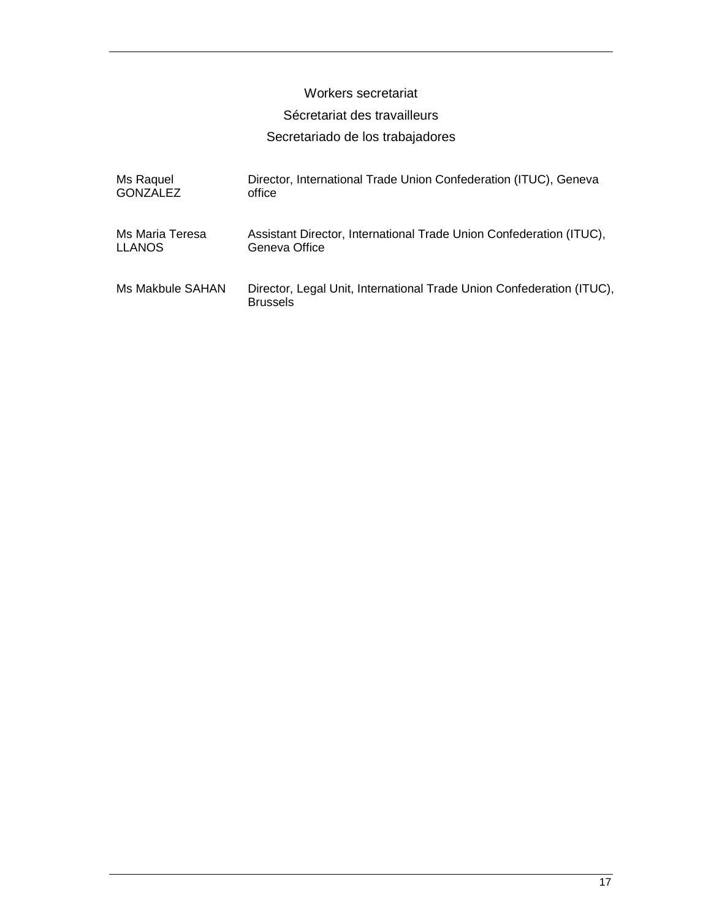Workers secretariat

Sécretariat des travailleurs

Secretariado de los trabajadores

| | |
|---|---|
| Ms Raquel GONZALEZ | Director, International Trade Union Confederation (ITUC), Geneva office |
| Ms Maria Teresa LLANOS | Assistant Director, International Trade Union Confederation (ITUC), Geneva Office |
| Ms Makbule SAHAN | Director, Legal Unit, International Trade Union Confederation (ITUC), Brussels |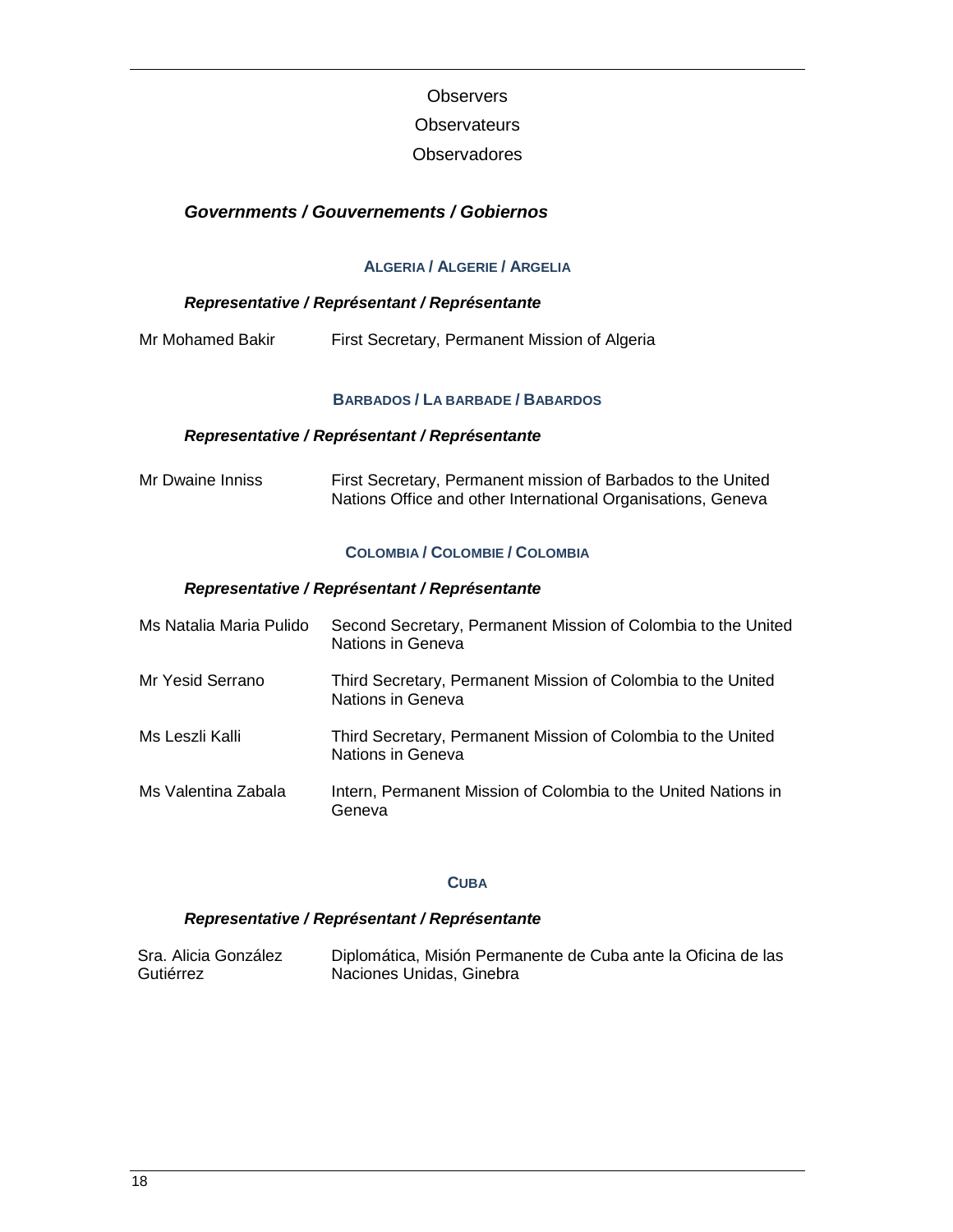Observers

Observateurs

Observadores

## *Governments / Gouvernements / Gobiernos*

### ALGERIA / ALGERIE / ARGELIA

***Representative / Représentant / Représentante***

| | |
|---|---|
| Mr Mohamed Bakir | First Secretary, Permanent Mission of Algeria |

### BARBADOS / LA BARBADE / BABARDOS

***Representative / Représentant / Représentante***

| | |
|---|---|
| Mr Dwaine Inniss | First Secretary, Permanent mission of Barbados to the United Nations Office and other International Organisations, Geneva |

### COLOMBIA / COLOMBIE / COLOMBIA

***Representative / Représentant / Représentante***

| | |
|---|---|
| Ms Natalia Maria Pulido | Second Secretary, Permanent Mission of Colombia to the United Nations in Geneva |
| Mr Yesid Serrano | Third Secretary, Permanent Mission of Colombia to the United Nations in Geneva |
| Ms Leszli Kalli | Third Secretary, Permanent Mission of Colombia to the United Nations in Geneva |
| Ms Valentina Zabala | Intern, Permanent Mission of Colombia to the United Nations in Geneva |

### CUBA

***Representative / Représentant / Représentante***

| | |
|---|---|
| Sra. Alicia González Gutiérrez | Diplomática, Misión Permanente de Cuba ante la Oficina de las Naciones Unidas, Ginebra |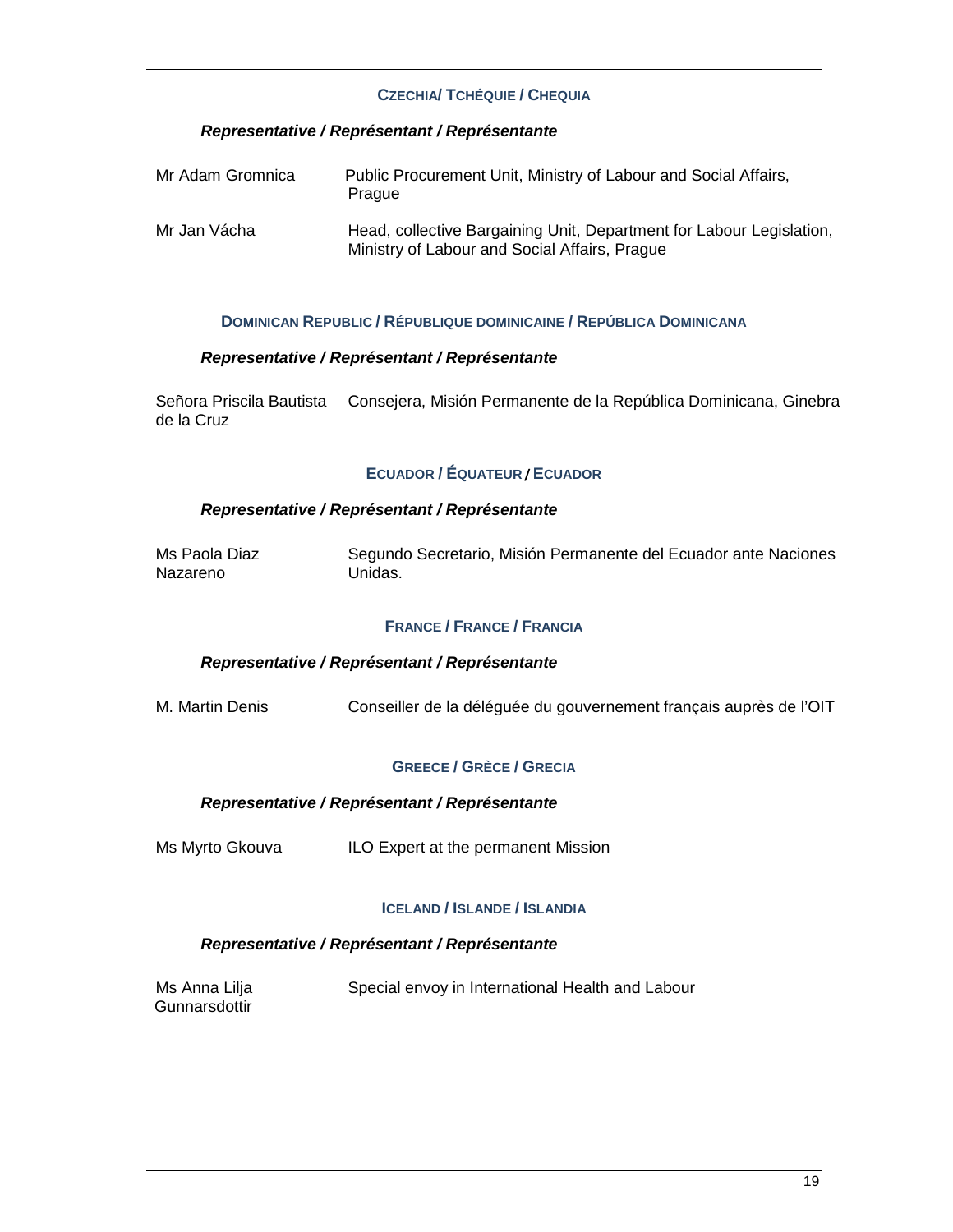### CZECHIA/ TCHÉQUIE / CHEQUIA

***Representative / Représentant / Représentante***

| | |
|---|---|
| Mr Adam Gromnica | Public Procurement Unit, Ministry of Labour and Social Affairs, Prague |
| Mr Jan Vácha | Head, collective Bargaining Unit, Department for Labour Legislation, Ministry of Labour and Social Affairs, Prague |

### DOMINICAN REPUBLIC / RÉPUBLIQUE DOMINICAINE / REPÚBLICA DOMINICANA

***Representative / Représentant / Représentante***

| | |
|---|---|
| Señora Priscila Bautista de la Cruz | Consejera, Misión Permanente de la República Dominicana, Ginebra |

### ECUADOR / ÉQUATEUR / ECUADOR

***Representative / Représentant / Représentante***

| | |
|---|---|
| Ms Paola Diaz Nazareno | Segundo Secretario, Misión Permanente del Ecuador ante Naciones Unidas. |

### FRANCE / FRANCE / FRANCIA

***Representative / Représentant / Représentante***

| | |
|---|---|
| M. Martin Denis | Conseiller de la déléguée du gouvernement français auprès de l'OIT |

### GREECE / GRÈCE / GRECIA

***Representative / Représentant / Représentante***

| | |
|---|---|
| Ms Myrto Gkouva | ILO Expert at the permanent Mission |

### ICELAND / ISLANDE / ISLANDIA

***Representative / Représentant / Représentante***

| | |
|---|---|
| Ms Anna Lilja Gunnarsdottir | Special envoy in International Health and Labour |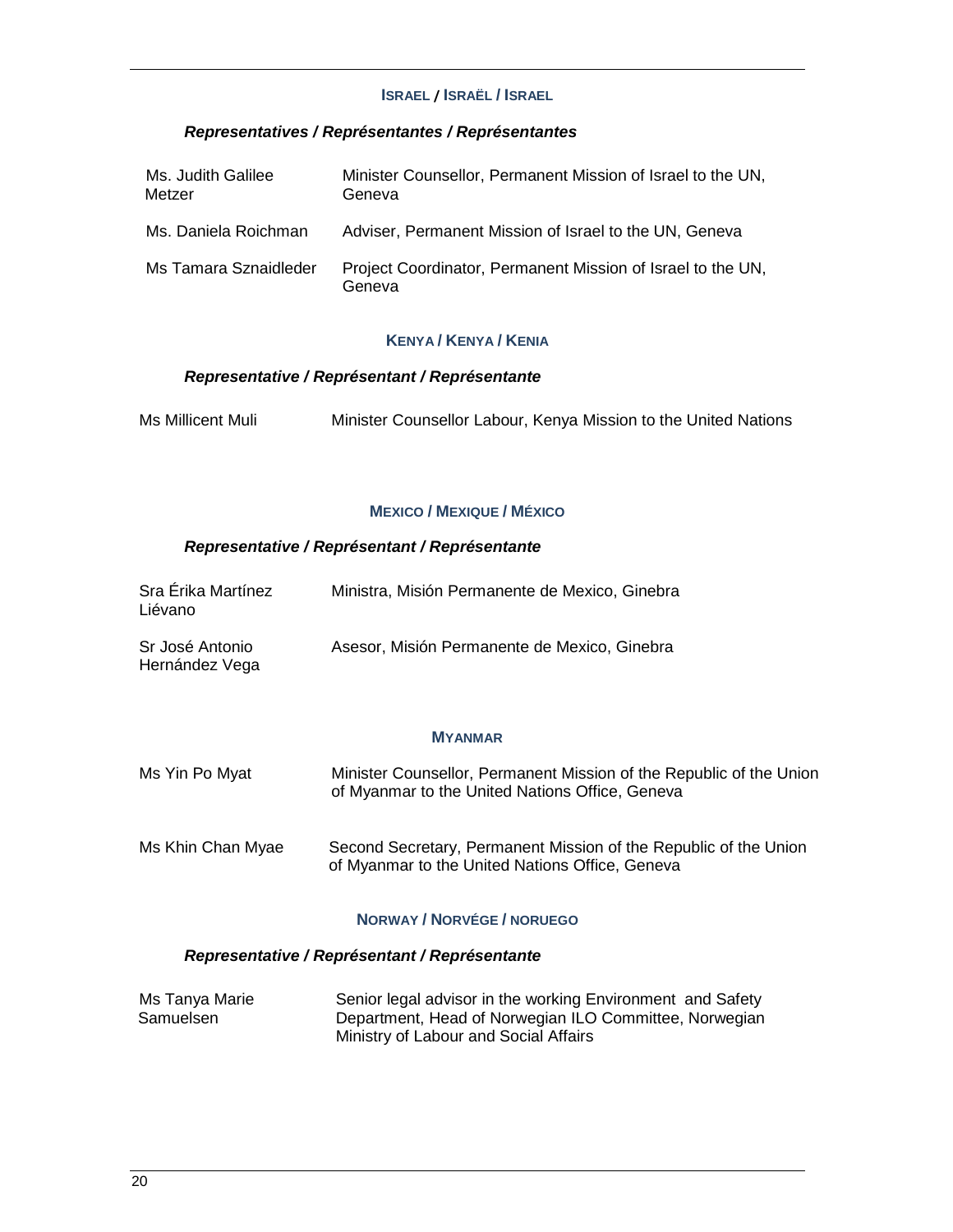### ISRAEL / ISRAËL / ISRAEL

***Representatives / Représentantes / Représentantes***

| | |
|---|---|
| Ms. Judith Galilee Metzer | Minister Counsellor, Permanent Mission of Israel to the UN, Geneva |
| Ms. Daniela Roichman | Adviser, Permanent Mission of Israel to the UN, Geneva |
| Ms Tamara Sznaidleder | Project Coordinator, Permanent Mission of Israel to the UN, Geneva |

### KENYA / KENYA / KENIA

***Representative / Représentant / Représentante***

| | |
|---|---|
| Ms Millicent Muli | Minister Counsellor Labour, Kenya Mission to the United Nations |

### MEXICO / MEXIQUE / MÉXICO

***Representative / Représentant / Représentante***

| | |
|---|---|
| Sra Érika Martínez Liévano | Ministra, Misión Permanente de Mexico, Ginebra |
| Sr José Antonio Hernández Vega | Asesor, Misión Permanente de Mexico, Ginebra |

### MYANMAR

| | |
|---|---|
| Ms Yin Po Myat | Minister Counsellor, Permanent Mission of the Republic of the Union of Myanmar to the United Nations Office, Geneva |
| Ms Khin Chan Myae | Second Secretary, Permanent Mission of the Republic of the Union of Myanmar to the United Nations Office, Geneva |

### NORWAY / NORVÉGE / NORUEGO

***Representative / Représentant / Représentante***

| | |
|---|---|
| Ms Tanya Marie Samuelsen | Senior legal advisor in the working Environment and Safety Department, Head of Norwegian ILO Committee, Norwegian Ministry of Labour and Social Affairs |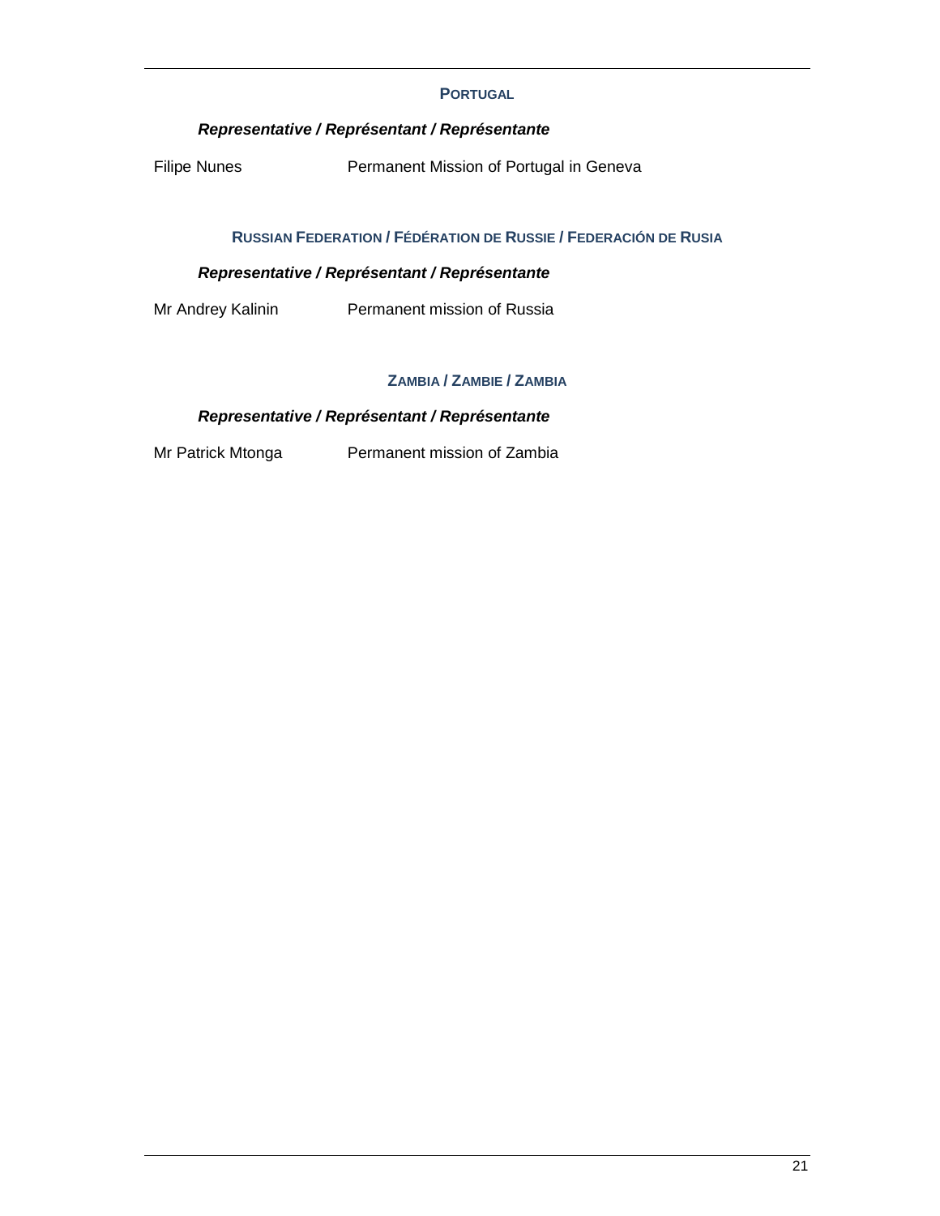### PORTUGAL

***Representative / Représentant / Représentante***

Filipe Nunes — Permanent Mission of Portugal in Geneva

### RUSSIAN FEDERATION / FÉDÉRATION DE RUSSIE / FEDERACIÓN DE RUSIA

***Representative / Représentant / Représentante***

Mr Andrey Kalinin — Permanent mission of Russia

### ZAMBIA / ZAMBIE / ZAMBIA

***Representative / Représentant / Représentante***

Mr Patrick Mtonga — Permanent mission of Zambia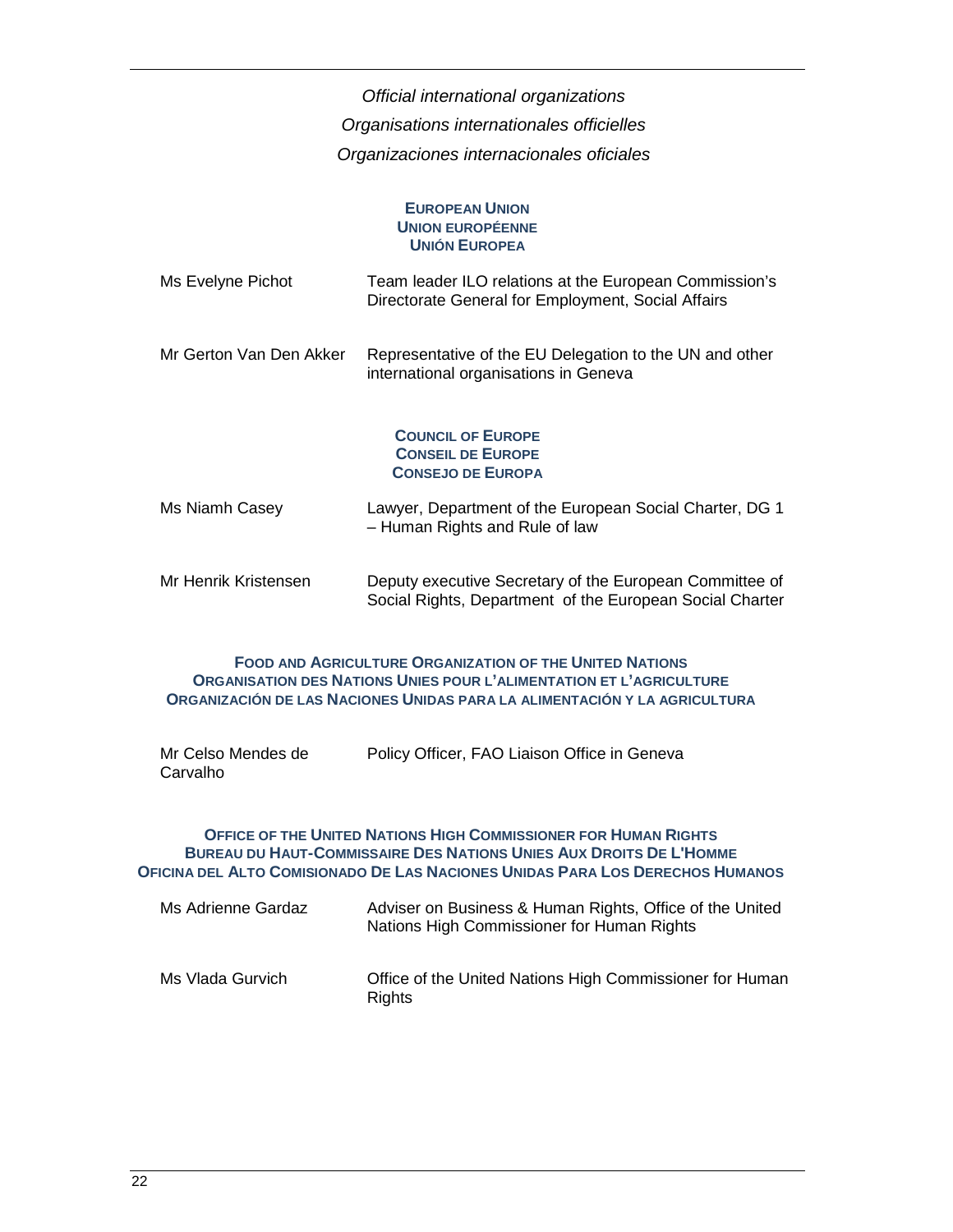*Official international organizations*

*Organisations internationales officielles*

*Organizaciones internacionales oficiales*

### EUROPEAN UNION
### UNION EUROPÉENNE
### UNIÓN EUROPEA

| | |
|---|---|
| Ms Evelyne Pichot | Team leader ILO relations at the European Commission's Directorate General for Employment, Social Affairs |
| Mr Gerton Van Den Akker | Representative of the EU Delegation to the UN and other international organisations in Geneva |

### COUNCIL OF EUROPE
### CONSEIL DE EUROPE
### CONSEJO DE EUROPA

| | |
|---|---|
| Ms Niamh Casey | Lawyer, Department of the European Social Charter, DG 1 – Human Rights and Rule of law |
| Mr Henrik Kristensen | Deputy executive Secretary of the European Committee of Social Rights, Department of the European Social Charter |

### FOOD AND AGRICULTURE ORGANIZATION OF THE UNITED NATIONS
### ORGANISATION DES NATIONS UNIES POUR L'ALIMENTATION ET L'AGRICULTURE
### ORGANIZACIÓN DE LAS NACIONES UNIDAS PARA LA ALIMENTACIÓN Y LA AGRICULTURA

| | |
|---|---|
| Mr Celso Mendes de Carvalho | Policy Officer, FAO Liaison Office in Geneva |

### OFFICE OF THE UNITED NATIONS HIGH COMMISSIONER FOR HUMAN RIGHTS
### BUREAU DU HAUT-COMMISSAIRE DES NATIONS UNIES AUX DROITS DE L'HOMME
### OFICINA DEL ALTO COMISIONADO DE LAS NACIONES UNIDAS PARA LOS DERECHOS HUMANOS

| | |
|---|---|
| Ms Adrienne Gardaz | Adviser on Business & Human Rights, Office of the United Nations High Commissioner for Human Rights |
| Ms Vlada Gurvich | Office of the United Nations High Commissioner for Human Rights |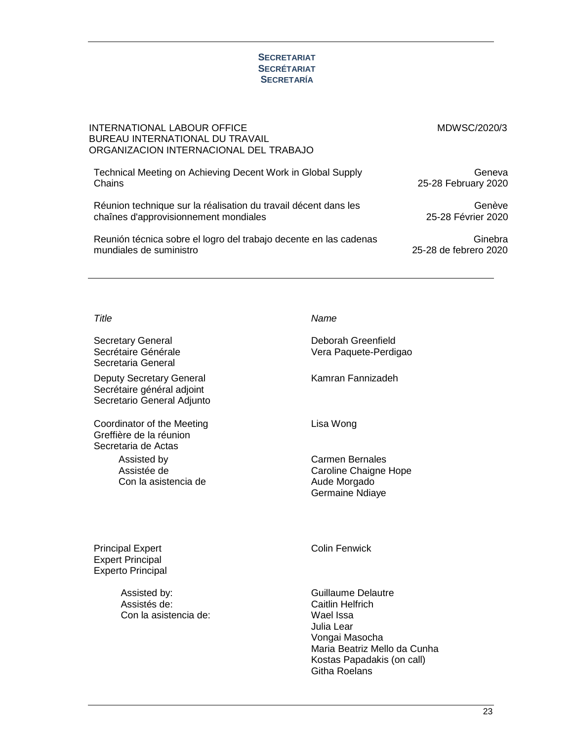**SECRETARIAT**
**SECRÉTARIAT**
**SECRETARÍA**

| | |
|---|---|
| INTERNATIONAL LABOUR OFFICE<br>BUREAU INTERNATIONAL DU TRAVAIL<br>ORGANIZACION INTERNACIONAL DEL TRABAJO | MDWSC/2020/3 |
| Technical Meeting on Achieving Decent Work in Global Supply Chains | Geneva<br>25-28 February 2020 |
| Réunion technique sur la réalisation du travail décent dans les chaînes d'approvisionnement mondiales | Genève<br>25-28 Février 2020 |
| Reunión técnica sobre el logro del trabajo decente en las cadenas mundiales de suministro | Ginebra<br>25-28 de febrero 2020 |

| *Title* | *Name* |
|---|---|
| Secretary General<br>Secrétaire Générale<br>Secretaria General | Deborah Greenfield<br>Vera Paquete-Perdigao |
| Deputy Secretary General<br>Secrétaire général adjoint<br>Secretario General Adjunto | Kamran Fannizadeh |
| Coordinator of the Meeting<br>Greffière de la réunion<br>Secretaria de Actas | Lisa Wong |
| Assisted by<br>Assistée de<br>Con la asistencia de | Carmen Bernales<br>Caroline Chaigne Hope<br>Aude Morgado<br>Germaine Ndiaye |
| Principal Expert<br>Expert Principal<br>Experto Principal | Colin Fenwick |
| Assisted by:<br>Assistés de:<br>Con la asistencia de: | Guillaume Delautre<br>Caitlin Helfrich<br>Wael Issa<br>Julia Lear<br>Vongai Masocha<br>Maria Beatriz Mello da Cunha<br>Kostas Papadakis (on call)<br>Githa Roelans |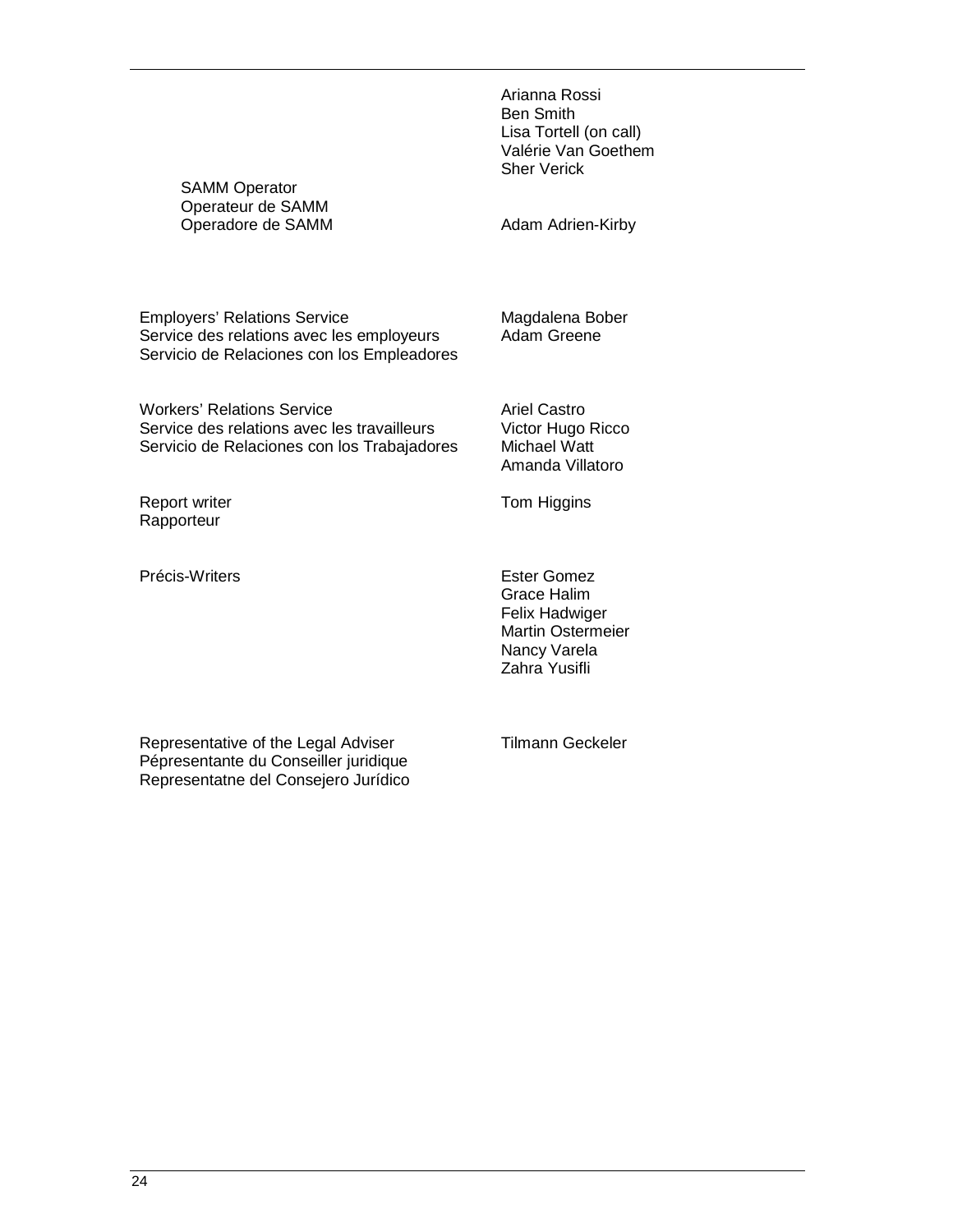| | |
|---|---|
| | Arianna Rossi<br>Ben Smith<br>Lisa Tortell (on call)<br>Valérie Van Goethem<br>Sher Verick |
| SAMM Operator<br>Operateur de SAMM<br>Operadore de SAMM | Adam Adrien-Kirby |
| Employers' Relations Service<br>Service des relations avec les employeurs<br>Servicio de Relaciones con los Empleadores | Magdalena Bober<br>Adam Greene |
| Workers' Relations Service<br>Service des relations avec les travailleurs<br>Servicio de Relaciones con los Trabajadores | Ariel Castro<br>Victor Hugo Ricco<br>Michael Watt<br>Amanda Villatoro |
| Report writer<br>Rapporteur | Tom Higgins |
| Précis-Writers | Ester Gomez<br>Grace Halim<br>Felix Hadwiger<br>Martin Ostermeier<br>Nancy Varela<br>Zahra Yusifli |
| Representative of the Legal Adviser<br>Pépresentante du Conseiller juridique<br>Representatne del Consejero Jurídico | Tilmann Geckeler |